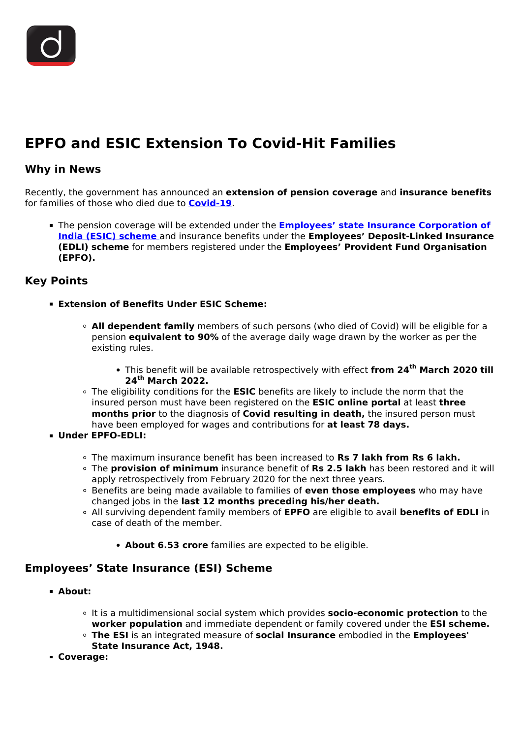# EPFO and ESIC Extension To Covid-Hit Families

## Why in News

Recently, the government has announced an **extension of pension coverage** and **insurance benefits** for families of those who died due to **Covid-19**.

- The pension coverage will be extended under the **Employees' state Insurance Corporation of India (ESIC) scheme** and insurance benefits under the **Employees' Deposit-Linked Insurance (EDLI) scheme** for members registered under the **Employees' Provident Fund Organisation (EPFO).**

## Key Points

- **Extension of Benefits Under ESIC Scheme:**
  - **All dependent family** members of such persons (who died of Covid) will be eligible for a pension **equivalent to 90%** of the average daily wage drawn by the worker as per the existing rules.
    - This benefit will be available retrospectively with effect **from 24th March 2020 till 24th March 2022.**
  - The eligibility conditions for the **ESIC** benefits are likely to include the norm that the insured person must have been registered on the **ESIC online portal** at least **three months prior** to the diagnosis of **Covid resulting in death,** the insured person must have been employed for wages and contributions for **at least 78 days.**
- **Under EPFO-EDLI:**
  - The maximum insurance benefit has been increased to **Rs 7 lakh from Rs 6 lakh.**
  - The **provision of minimum** insurance benefit of **Rs 2.5 lakh** has been restored and it will apply retrospectively from February 2020 for the next three years.
  - Benefits are being made available to families of **even those employees** who may have changed jobs in the **last 12 months preceding his/her death.**
  - All surviving dependent family members of **EPFO** are eligible to avail **benefits of EDLI** in case of death of the member.
    - **About 6.53 crore** families are expected to be eligible.

## Employees' State Insurance (ESI) Scheme

- **About:**
  - It is a multidimensional social system which provides **socio-economic protection** to the **worker population** and immediate dependent or family covered under the **ESI scheme.**
  - **The ESI** is an integrated measure of **social Insurance** embodied in the **Employees' State Insurance Act, 1948.**
- **Coverage:**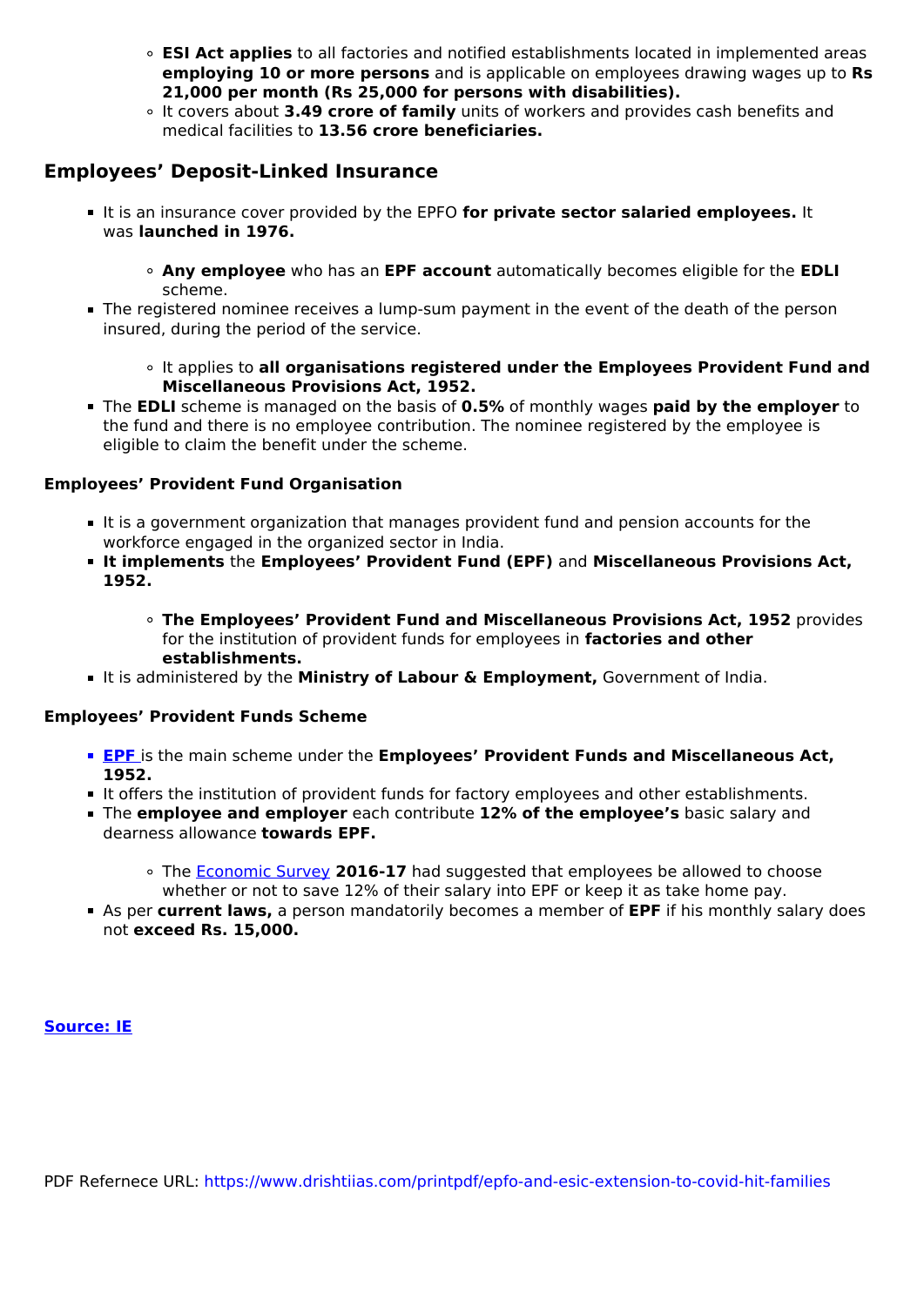- **ESI Act applies** to all factories and notified establishments located in implemented areas **employing 10 or more persons** and is applicable on employees drawing wages up to **Rs 21,000 per month (Rs 25,000 for persons with disabilities).**
  - It covers about **3.49 crore of family** units of workers and provides cash benefits and medical facilities to **13.56 crore beneficiaries.**

## Employees' Deposit-Linked Insurance

- It is an insurance cover provided by the EPFO **for private sector salaried employees.** It was **launched in 1976.**
  - **Any employee** who has an **EPF account** automatically becomes eligible for the **EDLI** scheme.
- The registered nominee receives a lump-sum payment in the event of the death of the person insured, during the period of the service.
  - It applies to **all organisations registered under the Employees Provident Fund and Miscellaneous Provisions Act, 1952.**
- The **EDLI** scheme is managed on the basis of **0.5%** of monthly wages **paid by the employer** to the fund and there is no employee contribution. The nominee registered by the employee is eligible to claim the benefit under the scheme.

### Employees' Provident Fund Organisation

- It is a government organization that manages provident fund and pension accounts for the workforce engaged in the organized sector in India.
- **It implements** the **Employees' Provident Fund (EPF)** and **Miscellaneous Provisions Act, 1952.**
  - **The Employees' Provident Fund and Miscellaneous Provisions Act, 1952** provides for the institution of provident funds for employees in **factories and other establishments.**
- It is administered by the **Ministry of Labour & Employment,** Government of India.

### Employees' Provident Funds Scheme

- **EPF** is the main scheme under the **Employees' Provident Funds and Miscellaneous Act, 1952.**
- It offers the institution of provident funds for factory employees and other establishments.
- The **employee and employer** each contribute **12% of the employee's** basic salary and dearness allowance **towards EPF.**
  - The Economic Survey **2016-17** had suggested that employees be allowed to choose whether or not to save 12% of their salary into EPF or keep it as take home pay.
- As per **current laws,** a person mandatorily becomes a member of **EPF** if his monthly salary does not **exceed Rs. 15,000.**

**Source: IE**

PDF Refernece URL: https://www.drishtiias.com/printpdf/epfo-and-esic-extension-to-covid-hit-families